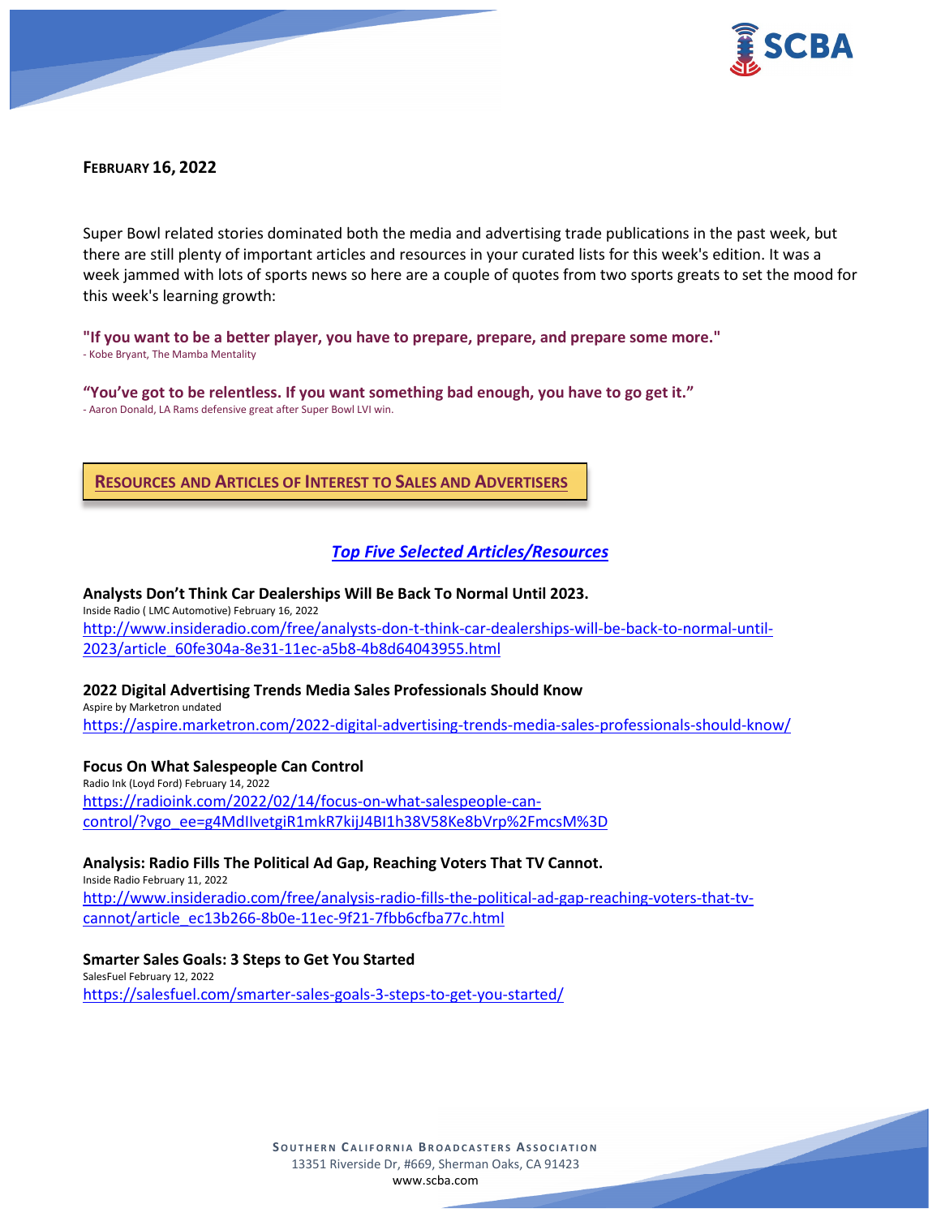**FEBRUARY 16, 2022**

Super Bowl related stories dominated both the media and advertising trade publications in the past week, but there are still plenty of important articles and resources in your curated lists for this week's edition. It was a week jammed with lots of sports news so here are a couple of quotes from two sports greats to set the mood for this week's learning growth:

**"If you want to be a better player, you have to prepare, prepare, and prepare some more."**
- Kobe Bryant, The Mamba Mentality

**"You've got to be relentless. If you want something bad enough, you have to go get it."**
- Aaron Donald, LA Rams defensive great after Super Bowl LVI win.

## RESOURCES AND ARTICLES OF INTEREST TO SALES AND ADVERTISERS

### *Top Five Selected Articles/Resources*

**Analysts Don't Think Car Dealerships Will Be Back To Normal Until 2023.**
Inside Radio ( LMC Automotive) February 16, 2022
http://www.insideradio.com/free/analysts-don-t-think-car-dealerships-will-be-back-to-normal-until-2023/article_60fe304a-8e31-11ec-a5b8-4b8d64043955.html

**2022 Digital Advertising Trends Media Sales Professionals Should Know**
Aspire by Marketron undated
https://aspire.marketron.com/2022-digital-advertising-trends-media-sales-professionals-should-know/

**Focus On What Salespeople Can Control**
Radio Ink (Loyd Ford) February 14, 2022
https://radioink.com/2022/02/14/focus-on-what-salespeople-can-control/?vgo_ee=g4MdIlvetgiR1mkR7kijJ4BI1h38V58Ke8bVrp%2FmcsM%3D

**Analysis: Radio Fills The Political Ad Gap, Reaching Voters That TV Cannot.**
Inside Radio February 11, 2022
http://www.insideradio.com/free/analysis-radio-fills-the-political-ad-gap-reaching-voters-that-tv-cannot/article_ec13b266-8b0e-11ec-9f21-7fbb6cfba77c.html

**Smarter Sales Goals: 3 Steps to Get You Started**
SalesFuel February 12, 2022
https://salesfuel.com/smarter-sales-goals-3-steps-to-get-you-started/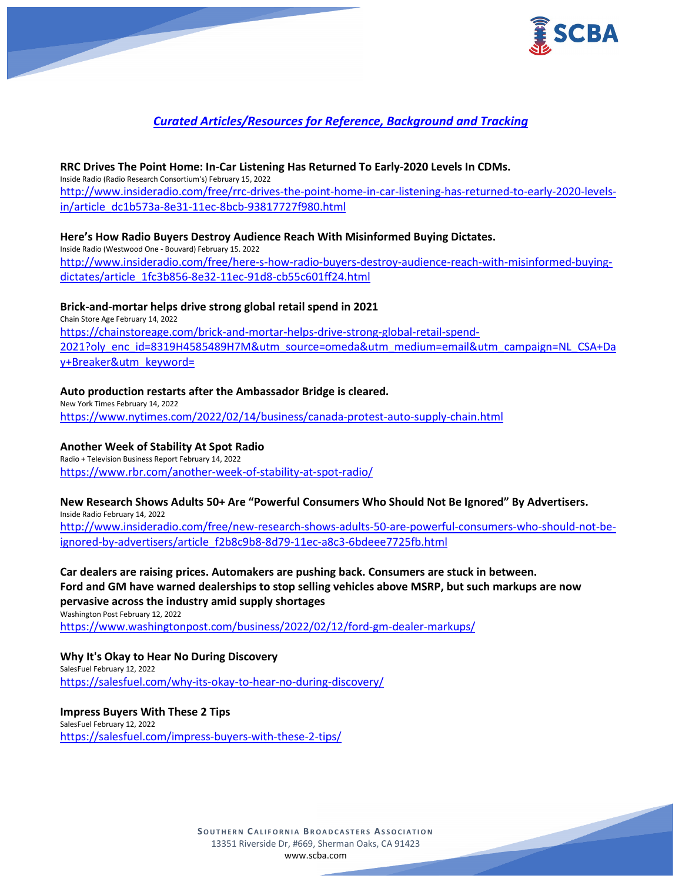## *Curated Articles/Resources for Reference, Background and Tracking*

**RRC Drives The Point Home: In-Car Listening Has Returned To Early-2020 Levels In CDMs.**
Inside Radio (Radio Research Consortium's) February 15, 2022
http://www.insideradio.com/free/rrc-drives-the-point-home-in-car-listening-has-returned-to-early-2020-levels-in/article_dc1b573a-8e31-11ec-8bcb-93817727f980.html

**Here's How Radio Buyers Destroy Audience Reach With Misinformed Buying Dictates.**
Inside Radio (Westwood One - Bouvard) February 15. 2022
http://www.insideradio.com/free/here-s-how-radio-buyers-destroy-audience-reach-with-misinformed-buying-dictates/article_1fc3b856-8e32-11ec-91d8-cb55c601ff24.html

**Brick-and-mortar helps drive strong global retail spend in 2021**
Chain Store Age February 14, 2022
https://chainstoreage.com/brick-and-mortar-helps-drive-strong-global-retail-spend-2021?oly_enc_id=8319H4585489H7M&utm_source=omeda&utm_medium=email&utm_campaign=NL_CSA+Day+Breaker&utm_keyword=

**Auto production restarts after the Ambassador Bridge is cleared.**
New York Times February 14, 2022
https://www.nytimes.com/2022/02/14/business/canada-protest-auto-supply-chain.html

**Another Week of Stability At Spot Radio**
Radio + Television Business Report February 14, 2022
https://www.rbr.com/another-week-of-stability-at-spot-radio/

**New Research Shows Adults 50+ Are "Powerful Consumers Who Should Not Be Ignored" By Advertisers.**
Inside Radio February 14, 2022
http://www.insideradio.com/free/new-research-shows-adults-50-are-powerful-consumers-who-should-not-be-ignored-by-advertisers/article_f2b8c9b8-8d79-11ec-a8c3-6bdeee7725fb.html

**Car dealers are raising prices. Automakers are pushing back. Consumers are stuck in between.**
**Ford and GM have warned dealerships to stop selling vehicles above MSRP, but such markups are now pervasive across the industry amid supply shortages**
Washington Post February 12, 2022
https://www.washingtonpost.com/business/2022/02/12/ford-gm-dealer-markups/

**Why It's Okay to Hear No During Discovery**
SalesFuel February 12, 2022
https://salesfuel.com/why-its-okay-to-hear-no-during-discovery/

**Impress Buyers With These 2 Tips**
SalesFuel February 12, 2022
https://salesfuel.com/impress-buyers-with-these-2-tips/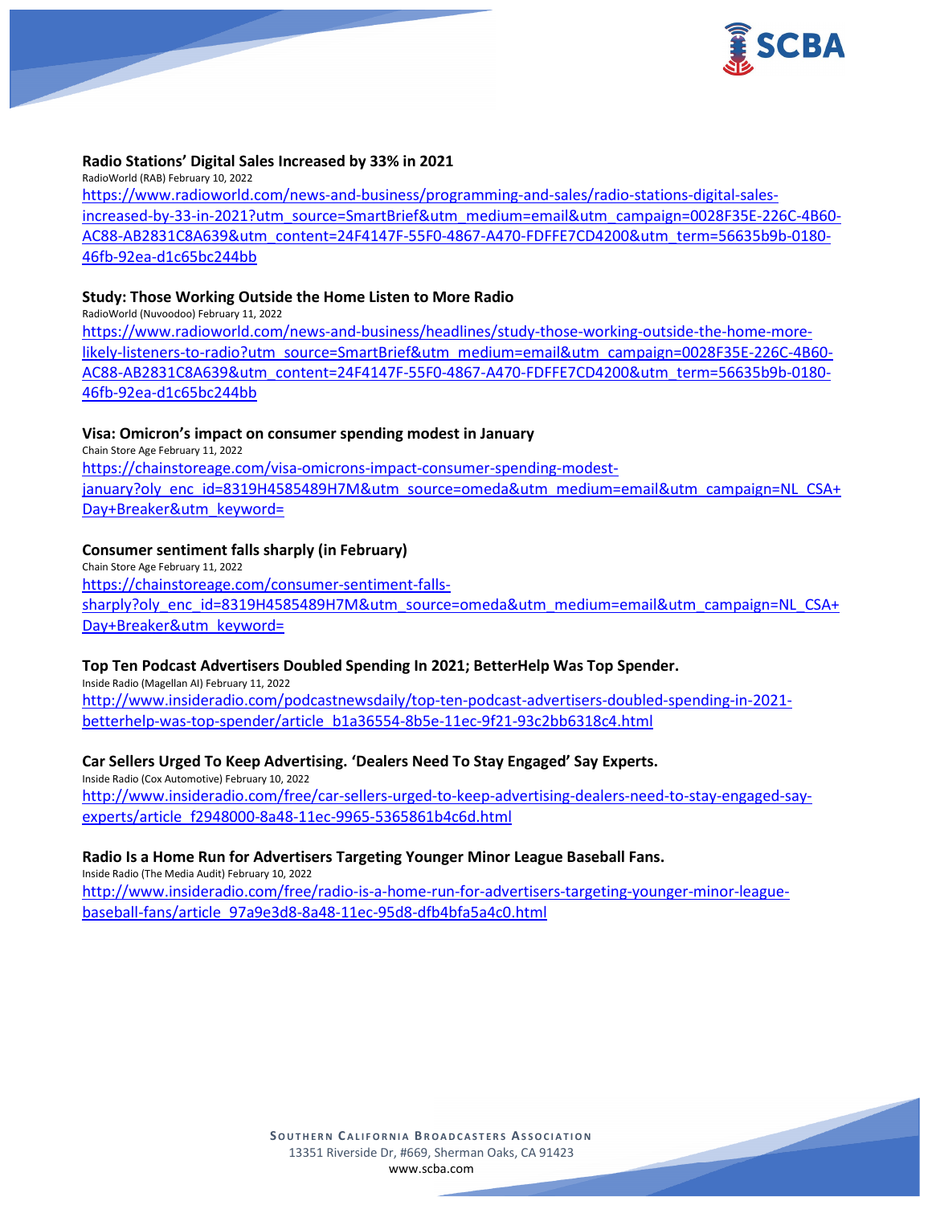**Radio Stations' Digital Sales Increased by 33% in 2021**

RadioWorld (RAB) February 10, 2022

https://www.radioworld.com/news-and-business/programming-and-sales/radio-stations-digital-sales-increased-by-33-in-2021?utm_source=SmartBrief&utm_medium=email&utm_campaign=0028F35E-226C-4B60-AC88-AB2831C8A639&utm_content=24F4147F-55F0-4867-A470-FDFFE7CD4200&utm_term=56635b9b-0180-46fb-92ea-d1c65bc244bb

**Study: Those Working Outside the Home Listen to More Radio**

RadioWorld (Nuvoodoo) February 11, 2022

https://www.radioworld.com/news-and-business/headlines/study-those-working-outside-the-home-more-likely-listeners-to-radio?utm_source=SmartBrief&utm_medium=email&utm_campaign=0028F35E-226C-4B60-AC88-AB2831C8A639&utm_content=24F4147F-55F0-4867-A470-FDFFE7CD4200&utm_term=56635b9b-0180-46fb-92ea-d1c65bc244bb

**Visa: Omicron's impact on consumer spending modest in January**

Chain Store Age February 11, 2022

https://chainstoreage.com/visa-omicrons-impact-consumer-spending-modest-january?oly_enc_id=8319H4585489H7M&utm_source=omeda&utm_medium=email&utm_campaign=NL_CSA+Day+Breaker&utm_keyword=

**Consumer sentiment falls sharply (in February)**

Chain Store Age February 11, 2022

https://chainstoreage.com/consumer-sentiment-falls-sharply?oly_enc_id=8319H4585489H7M&utm_source=omeda&utm_medium=email&utm_campaign=NL_CSA+Day+Breaker&utm_keyword=

**Top Ten Podcast Advertisers Doubled Spending In 2021; BetterHelp Was Top Spender.**

Inside Radio (Magellan AI) February 11, 2022

http://www.insideradio.com/podcastnewsdaily/top-ten-podcast-advertisers-doubled-spending-in-2021-betterhelp-was-top-spender/article_b1a36554-8b5e-11ec-9f21-93c2bb6318c4.html

**Car Sellers Urged To Keep Advertising. 'Dealers Need To Stay Engaged' Say Experts.**

Inside Radio (Cox Automotive) February 10, 2022

http://www.insideradio.com/free/car-sellers-urged-to-keep-advertising-dealers-need-to-stay-engaged-say-experts/article_f2948000-8a48-11ec-9965-5365861b4c6d.html

**Radio Is a Home Run for Advertisers Targeting Younger Minor League Baseball Fans.**

Inside Radio (The Media Audit) February 10, 2022

http://www.insideradio.com/free/radio-is-a-home-run-for-advertisers-targeting-younger-minor-league-baseball-fans/article_97a9e3d8-8a48-11ec-95d8-dfb4bfa5a4c0.html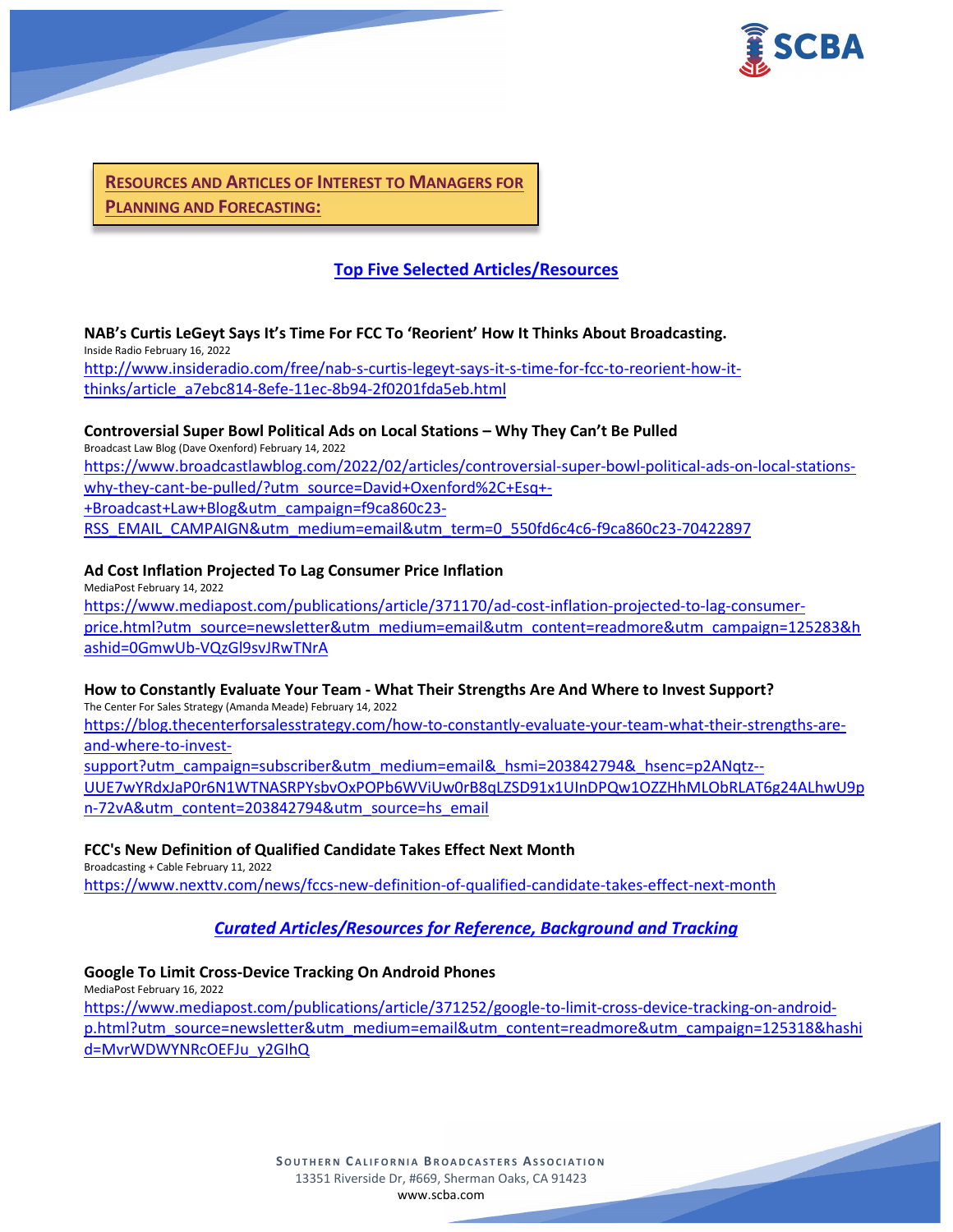## Resources and Articles of Interest to Managers for Planning and Forecasting:

### Top Five Selected Articles/Resources

**NAB's Curtis LeGeyt Says It's Time For FCC To 'Reorient' How It Thinks About Broadcasting.**
Inside Radio February 16, 2022
http://www.insideradio.com/free/nab-s-curtis-legeyt-says-it-s-time-for-fcc-to-reorient-how-it-thinks/article_a7ebc814-8efe-11ec-8b94-2f0201fda5eb.html

**Controversial Super Bowl Political Ads on Local Stations – Why They Can't Be Pulled**
Broadcast Law Blog (Dave Oxenford) February 14, 2022
https://www.broadcastlawblog.com/2022/02/articles/controversial-super-bowl-political-ads-on-local-stations-why-they-cant-be-pulled/?utm_source=David+Oxenford%2C+Esq+-+Broadcast+Law+Blog&utm_campaign=f9ca860c23-RSS_EMAIL_CAMPAIGN&utm_medium=email&utm_term=0_550fd6c4c6-f9ca860c23-70422897

**Ad Cost Inflation Projected To Lag Consumer Price Inflation**
MediaPost February 14, 2022
https://www.mediapost.com/publications/article/371170/ad-cost-inflation-projected-to-lag-consumer-price.html?utm_source=newsletter&utm_medium=email&utm_content=readmore&utm_campaign=125283&hashid=0GmwUb-VQzGl9svJRwTNrA

**How to Constantly Evaluate Your Team - What Their Strengths Are And Where to Invest Support?**
The Center For Sales Strategy (Amanda Meade) February 14, 2022
https://blog.thecenterforsalesstrategy.com/how-to-constantly-evaluate-your-team-what-their-strengths-are-and-where-to-invest-support?utm_campaign=subscriber&utm_medium=email&_hsmi=203842794&_hsenc=p2ANqtz--UUE7wYRdxJaP0r6N1WTNASRPYsbvOxPOPb6WViUw0rB8qLZSD91x1UInDPQw1OZZHhMLObRLAT6g24ALhwU9pn-72vA&utm_content=203842794&utm_source=hs_email

**FCC's New Definition of Qualified Candidate Takes Effect Next Month**
Broadcasting + Cable February 11, 2022
https://www.nexttv.com/news/fccs-new-definition-of-qualified-candidate-takes-effect-next-month

### *Curated Articles/Resources for Reference, Background and Tracking*

**Google To Limit Cross-Device Tracking On Android Phones**
MediaPost February 16, 2022
https://www.mediapost.com/publications/article/371252/google-to-limit-cross-device-tracking-on-android-p.html?utm_source=newsletter&utm_medium=email&utm_content=readmore&utm_campaign=125318&hashid=MvrWDWYNRcOEFJu_y2GIhQ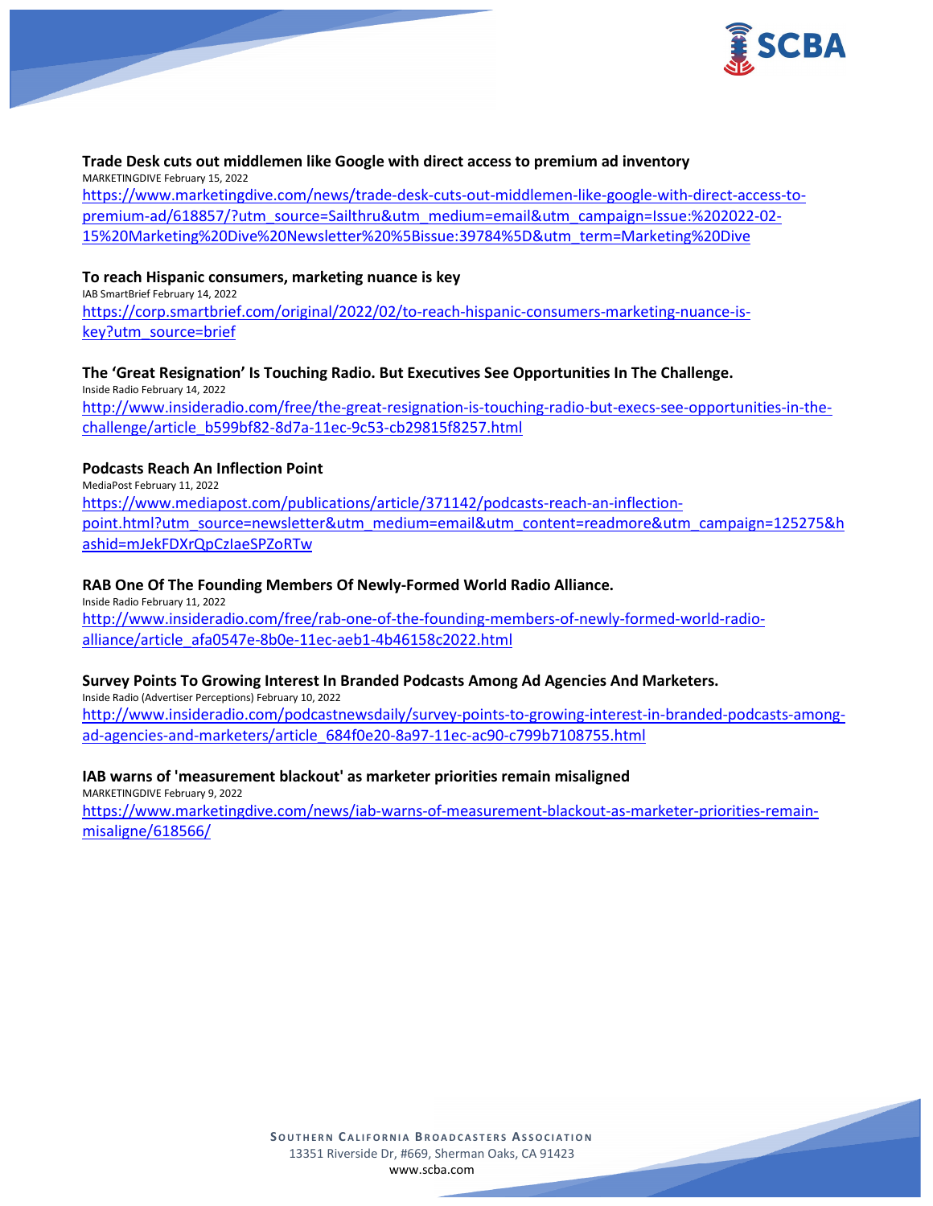**Trade Desk cuts out middlemen like Google with direct access to premium ad inventory**
MARKETINGDIVE February 15, 2022
https://www.marketingdive.com/news/trade-desk-cuts-out-middlemen-like-google-with-direct-access-to-premium-ad/618857/?utm_source=Sailthru&utm_medium=email&utm_campaign=Issue:%202022-02-15%20Marketing%20Dive%20Newsletter%20%5Bissue:39784%5D&utm_term=Marketing%20Dive

**To reach Hispanic consumers, marketing nuance is key**
IAB SmartBrief February 14, 2022
https://corp.smartbrief.com/original/2022/02/to-reach-hispanic-consumers-marketing-nuance-is-key?utm_source=brief

**The 'Great Resignation' Is Touching Radio. But Executives See Opportunities In The Challenge.**
Inside Radio February 14, 2022
http://www.insideradio.com/free/the-great-resignation-is-touching-radio-but-execs-see-opportunities-in-the-challenge/article_b599bf82-8d7a-11ec-9c53-cb29815f8257.html

**Podcasts Reach An Inflection Point**
MediaPost February 11, 2022
https://www.mediapost.com/publications/article/371142/podcasts-reach-an-inflection-point.html?utm_source=newsletter&utm_medium=email&utm_content=readmore&utm_campaign=125275&hashid=mJekFDXrQpCzIaeSPZoRTw

**RAB One Of The Founding Members Of Newly-Formed World Radio Alliance.**
Inside Radio February 11, 2022
http://www.insideradio.com/free/rab-one-of-the-founding-members-of-newly-formed-world-radio-alliance/article_afa0547e-8b0e-11ec-aeb1-4b46158c2022.html

**Survey Points To Growing Interest In Branded Podcasts Among Ad Agencies And Marketers.**
Inside Radio (Advertiser Perceptions) February 10, 2022
http://www.insideradio.com/podcastnewsdaily/survey-points-to-growing-interest-in-branded-podcasts-among-ad-agencies-and-marketers/article_684f0e20-8a97-11ec-ac90-c799b7108755.html

**IAB warns of 'measurement blackout' as marketer priorities remain misaligned**
MARKETINGDIVE February 9, 2022
https://www.marketingdive.com/news/iab-warns-of-measurement-blackout-as-marketer-priorities-remain-misaligne/618566/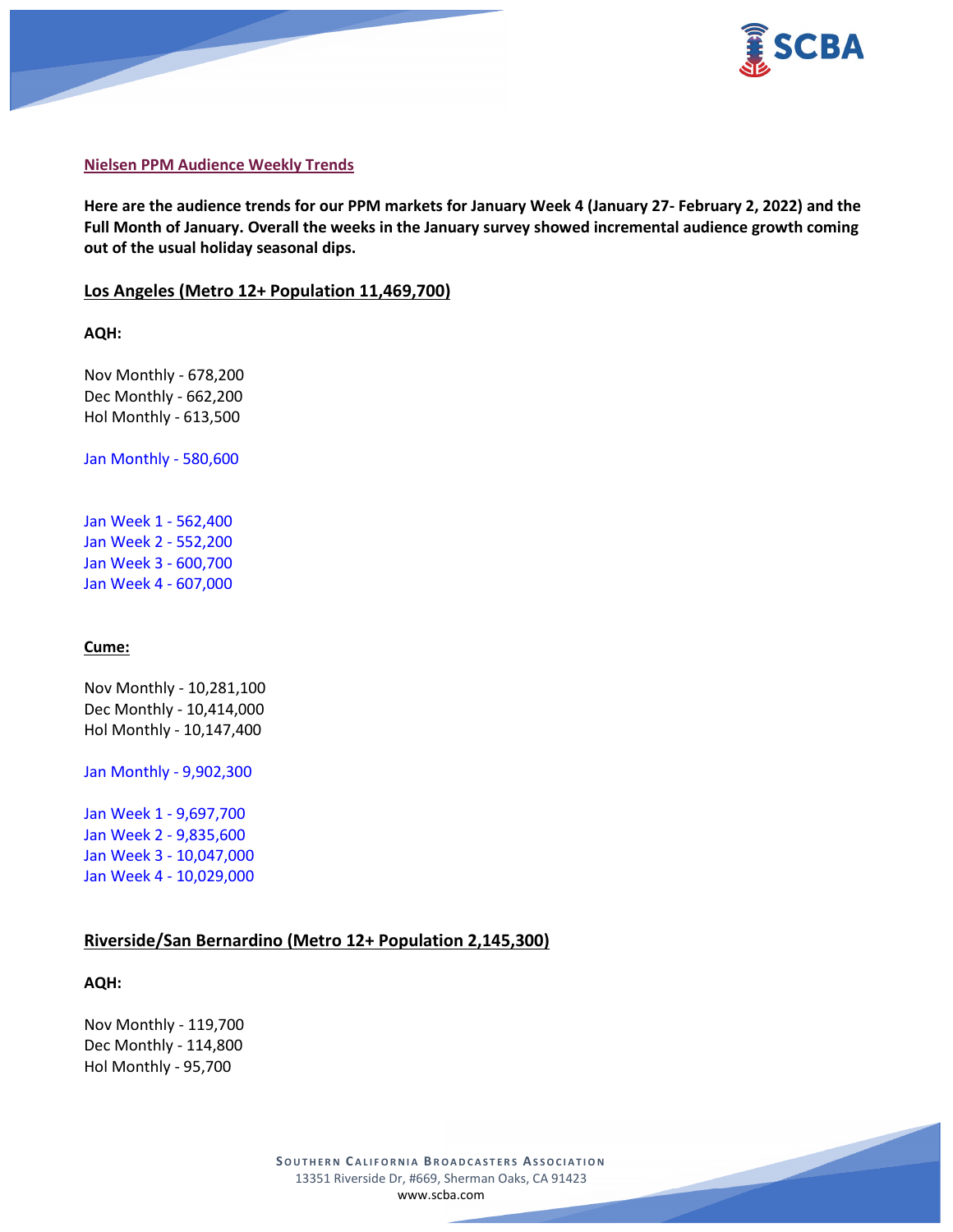**Nielsen PPM Audience Weekly Trends**

**Here are the audience trends for our PPM markets for January Week 4 (January 27- February 2, 2022) and the Full Month of January. Overall the weeks in the January survey showed incremental audience growth coming out of the usual holiday seasonal dips.**

## Los Angeles (Metro 12+ Population 11,469,700)

**AQH:**

Nov Monthly - 678,200
Dec Monthly - 662,200
Hol Monthly - 613,500

Jan Monthly - 580,600

Jan Week 1 - 562,400
Jan Week 2 - 552,200
Jan Week 3 - 600,700
Jan Week 4 - 607,000

**Cume:**

Nov Monthly - 10,281,100
Dec Monthly - 10,414,000
Hol Monthly - 10,147,400

Jan Monthly - 9,902,300

Jan Week 1 - 9,697,700
Jan Week 2 - 9,835,600
Jan Week 3 - 10,047,000
Jan Week 4 - 10,029,000

## Riverside/San Bernardino (Metro 12+ Population 2,145,300)

**AQH:**

Nov Monthly - 119,700
Dec Monthly - 114,800
Hol Monthly - 95,700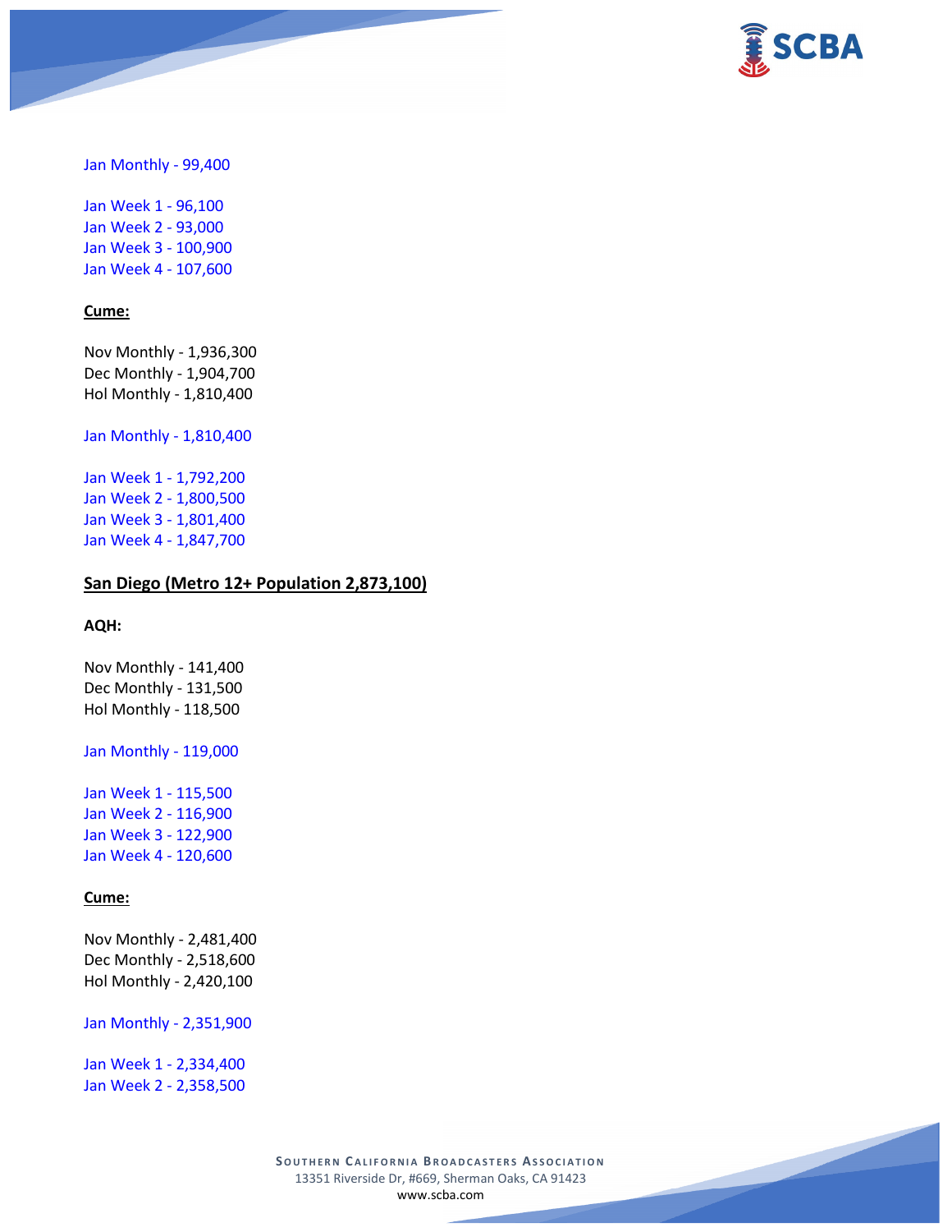Jan Monthly - 99,400

Jan Week 1 - 96,100
Jan Week 2 - 93,000
Jan Week 3 - 100,900
Jan Week 4 - 107,600

**Cume:**

Nov Monthly - 1,936,300
Dec Monthly - 1,904,700
Hol Monthly - 1,810,400

Jan Monthly - 1,810,400

Jan Week 1 - 1,792,200
Jan Week 2 - 1,800,500
Jan Week 3 - 1,801,400
Jan Week 4 - 1,847,700

**San Diego (Metro 12+ Population 2,873,100)**

**AQH:**

Nov Monthly - 141,400
Dec Monthly - 131,500
Hol Monthly - 118,500

Jan Monthly - 119,000

Jan Week 1 - 115,500
Jan Week 2 - 116,900
Jan Week 3 - 122,900
Jan Week 4 - 120,600

**Cume:**

Nov Monthly - 2,481,400
Dec Monthly - 2,518,600
Hol Monthly - 2,420,100

Jan Monthly - 2,351,900

Jan Week 1 - 2,334,400
Jan Week 2 - 2,358,500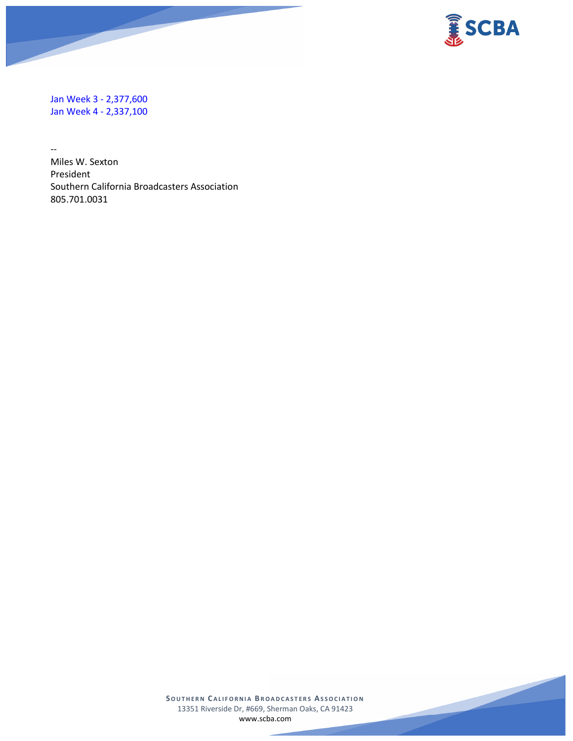Jan Week 3 - 2,377,600
Jan Week 4 - 2,337,100

--
Miles W. Sexton
President
Southern California Broadcasters Association
805.701.0031